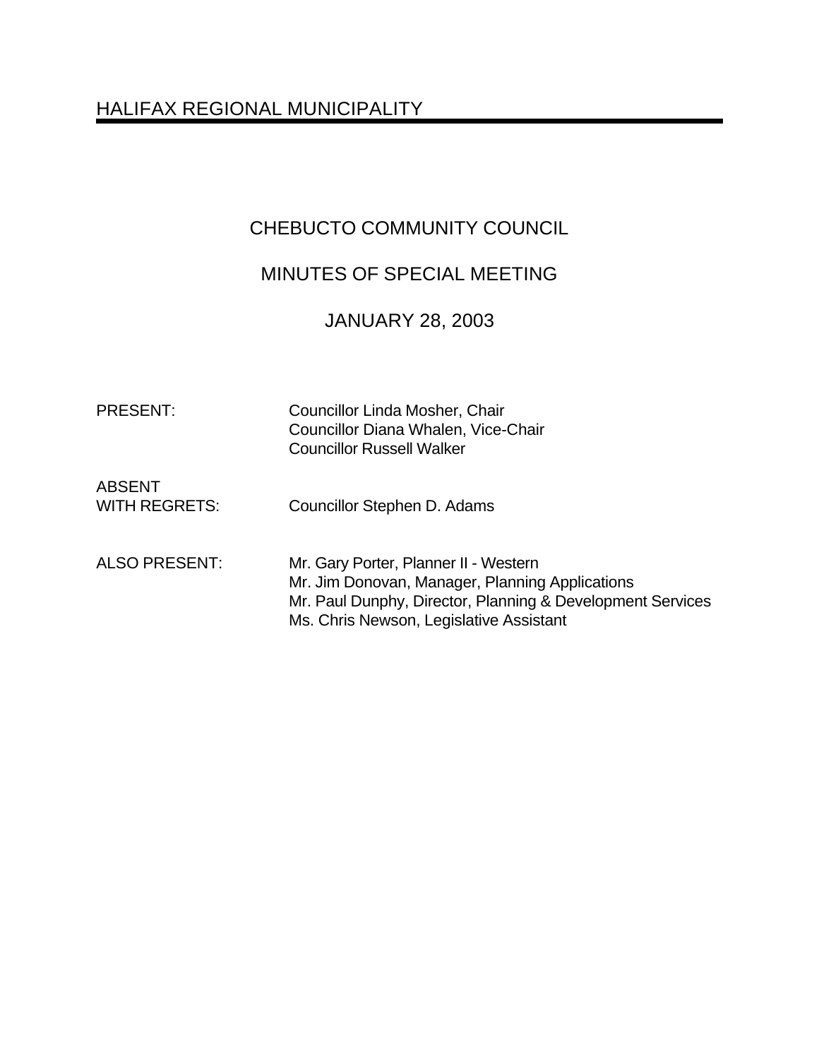# HALIFAX REGIONAL MUNICIPALITY

## CHEBUCTO COMMUNITY COUNCIL

## MINUTES OF SPECIAL MEETING

## JANUARY 28, 2003

| | |
|---|---|
| PRESENT: | Councillor Linda Mosher, Chair<br>Councillor Diana Whalen, Vice-Chair<br>Councillor Russell Walker |
| ABSENT WITH REGRETS: | Councillor Stephen D. Adams |
| ALSO PRESENT: | Mr. Gary Porter, Planner II - Western<br>Mr. Jim Donovan, Manager, Planning Applications<br>Mr. Paul Dunphy, Director, Planning & Development Services<br>Ms. Chris Newson, Legislative Assistant |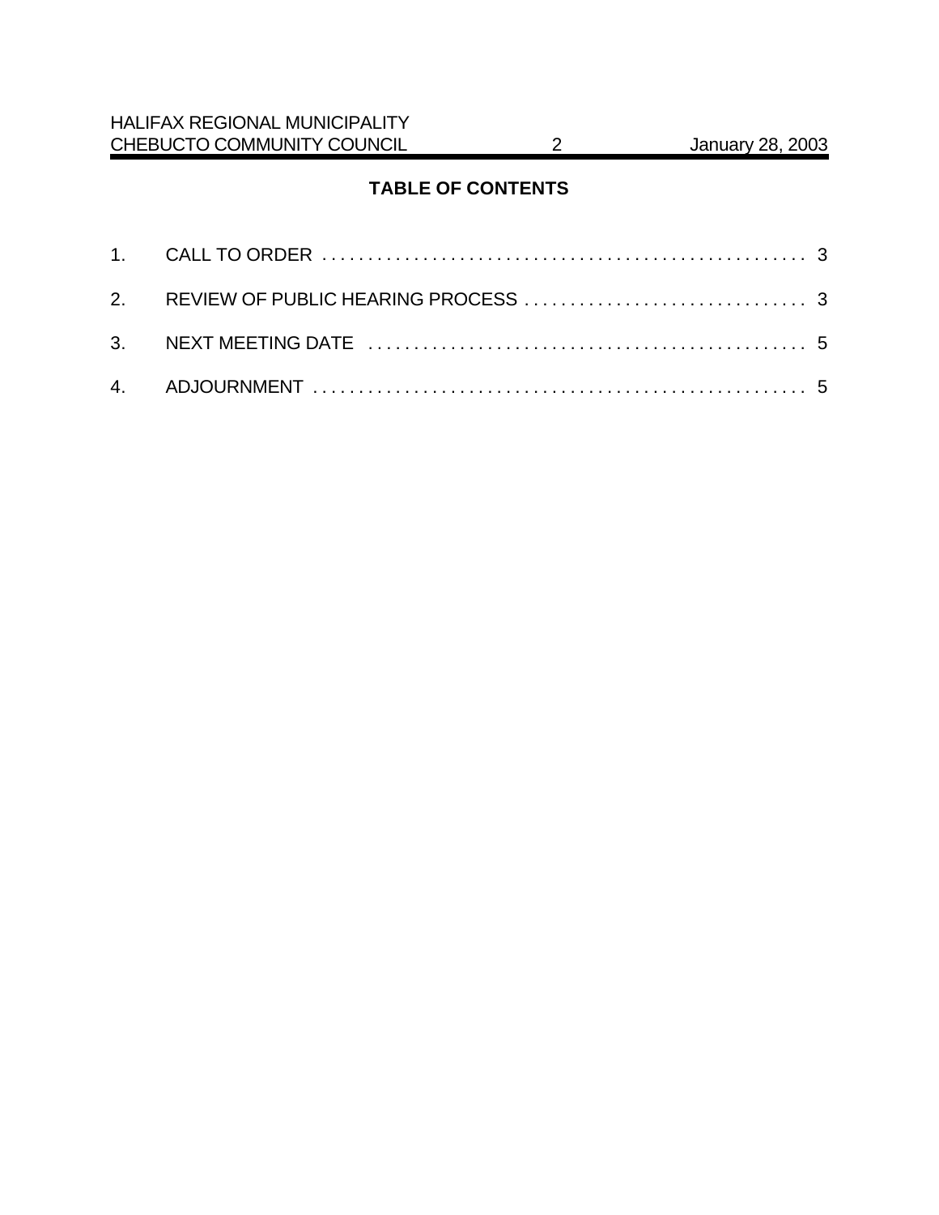## TABLE OF CONTENTS

1. CALL TO ORDER . . . . . . . . . . . . . . . . . . . . . . . . . . . . . . . . . . . . . . . . . . . . . . . . . . . . . 3
2. REVIEW OF PUBLIC HEARING PROCESS . . . . . . . . . . . . . . . . . . . . . . . . . . . . . . . 3
3. NEXT MEETING DATE . . . . . . . . . . . . . . . . . . . . . . . . . . . . . . . . . . . . . . . . . . . . . . . . 5
4. ADJOURNMENT . . . . . . . . . . . . . . . . . . . . . . . . . . . . . . . . . . . . . . . . . . . . . . . . . . . . . 5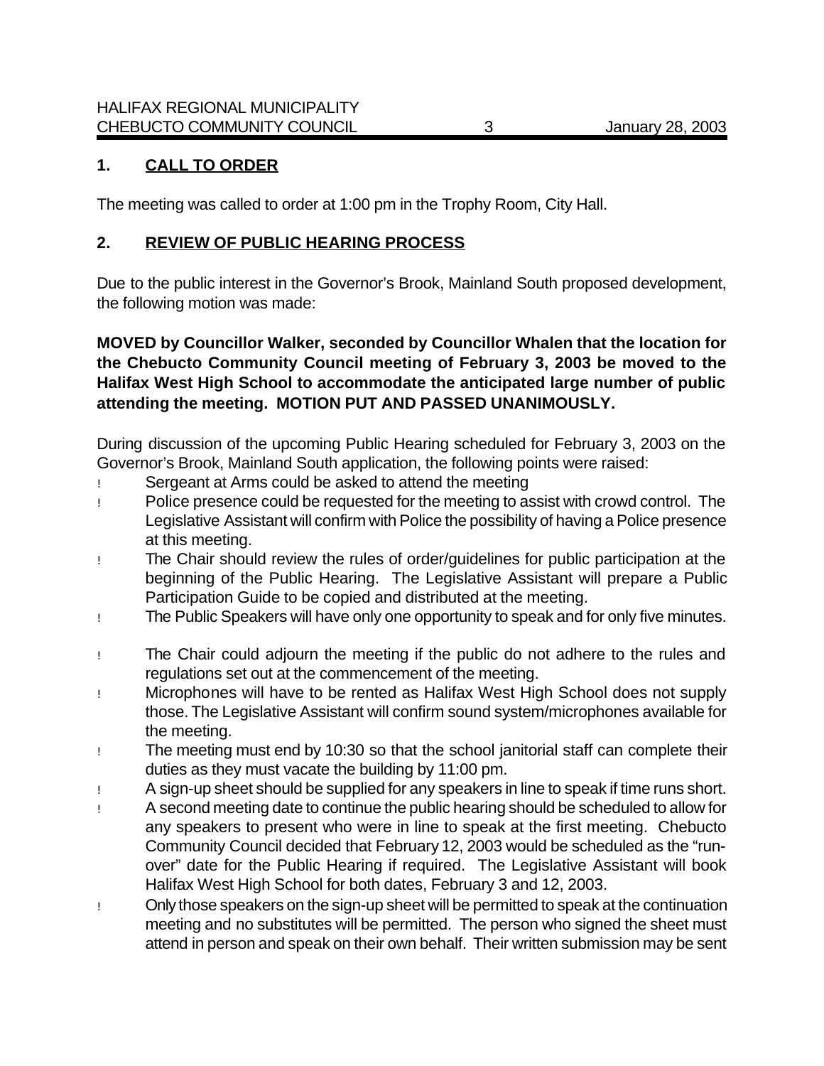## 1. CALL TO ORDER

The meeting was called to order at 1:00 pm in the Trophy Room, City Hall.

## 2. REVIEW OF PUBLIC HEARING PROCESS

Due to the public interest in the Governor's Brook, Mainland South proposed development, the following motion was made:

**MOVED by Councillor Walker, seconded by Councillor Whalen that the location for the Chebucto Community Council meeting of February 3, 2003 be moved to the Halifax West High School to accommodate the anticipated large number of public attending the meeting. MOTION PUT AND PASSED UNANIMOUSLY.**

During discussion of the upcoming Public Hearing scheduled for February 3, 2003 on the Governor's Brook, Mainland South application, the following points were raised:

- Sergeant at Arms could be asked to attend the meeting
- Police presence could be requested for the meeting to assist with crowd control. The Legislative Assistant will confirm with Police the possibility of having a Police presence at this meeting.
- The Chair should review the rules of order/guidelines for public participation at the beginning of the Public Hearing. The Legislative Assistant will prepare a Public Participation Guide to be copied and distributed at the meeting.
- The Public Speakers will have only one opportunity to speak and for only five minutes.
- The Chair could adjourn the meeting if the public do not adhere to the rules and regulations set out at the commencement of the meeting.
- Microphones will have to be rented as Halifax West High School does not supply those. The Legislative Assistant will confirm sound system/microphones available for the meeting.
- The meeting must end by 10:30 so that the school janitorial staff can complete their duties as they must vacate the building by 11:00 pm.
- A sign-up sheet should be supplied for any speakers in line to speak if time runs short.
- A second meeting date to continue the public hearing should be scheduled to allow for any speakers to present who were in line to speak at the first meeting. Chebucto Community Council decided that February 12, 2003 would be scheduled as the "run-over" date for the Public Hearing if required. The Legislative Assistant will book Halifax West High School for both dates, February 3 and 12, 2003.
- Only those speakers on the sign-up sheet will be permitted to speak at the continuation meeting and no substitutes will be permitted. The person who signed the sheet must attend in person and speak on their own behalf. Their written submission may be sent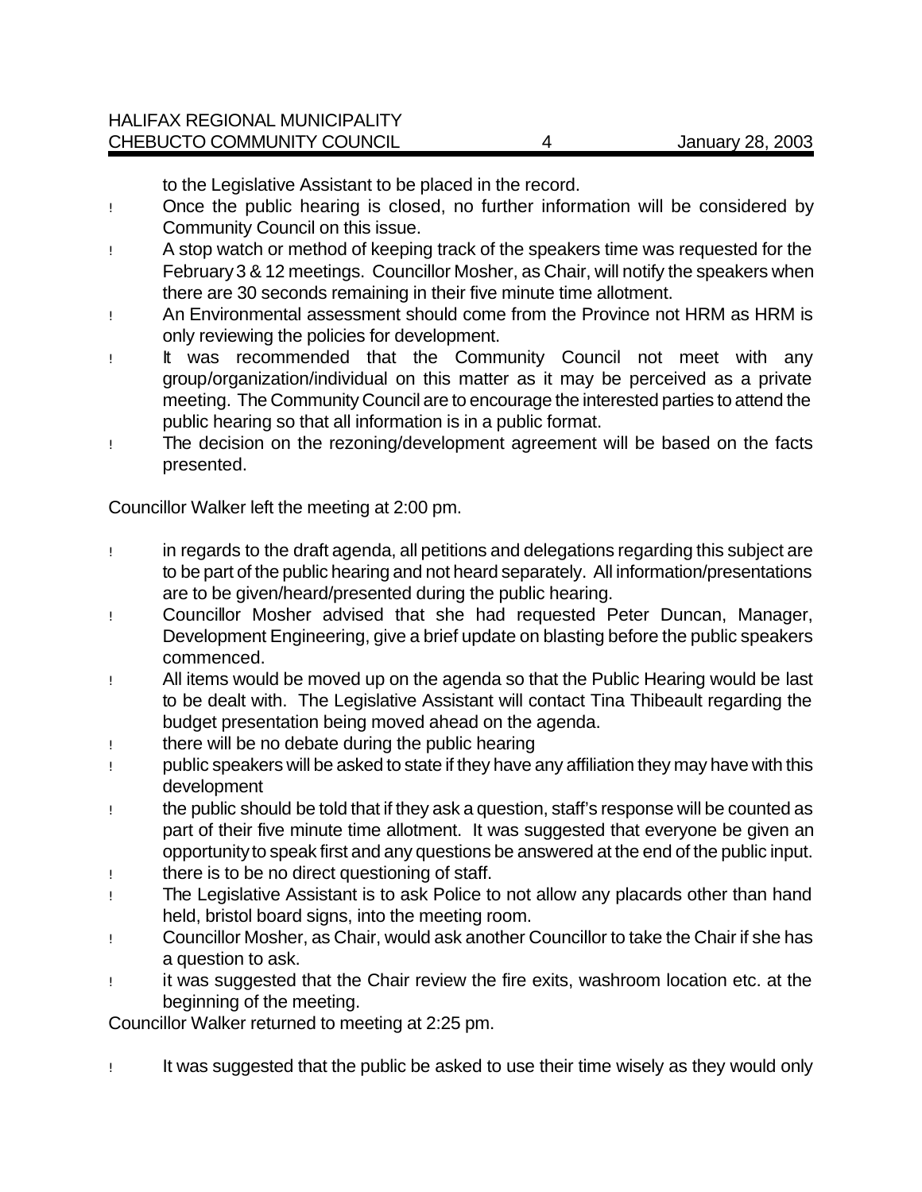to the Legislative Assistant to be placed in the record.

- Once the public hearing is closed, no further information will be considered by Community Council on this issue.
- A stop watch or method of keeping track of the speakers time was requested for the February 3 & 12 meetings. Councillor Mosher, as Chair, will notify the speakers when there are 30 seconds remaining in their five minute time allotment.
- An Environmental assessment should come from the Province not HRM as HRM is only reviewing the policies for development.
- It was recommended that the Community Council not meet with any group/organization/individual on this matter as it may be perceived as a private meeting. The Community Council are to encourage the interested parties to attend the public hearing so that all information is in a public format.
- The decision on the rezoning/development agreement will be based on the facts presented.

Councillor Walker left the meeting at 2:00 pm.

- in regards to the draft agenda, all petitions and delegations regarding this subject are to be part of the public hearing and not heard separately. All information/presentations are to be given/heard/presented during the public hearing.
- Councillor Mosher advised that she had requested Peter Duncan, Manager, Development Engineering, give a brief update on blasting before the public speakers commenced.
- All items would be moved up on the agenda so that the Public Hearing would be last to be dealt with. The Legislative Assistant will contact Tina Thibeault regarding the budget presentation being moved ahead on the agenda.
- there will be no debate during the public hearing
- public speakers will be asked to state if they have any affiliation they may have with this development
- the public should be told that if they ask a question, staff's response will be counted as part of their five minute time allotment. It was suggested that everyone be given an opportunity to speak first and any questions be answered at the end of the public input.
- there is to be no direct questioning of staff.
- The Legislative Assistant is to ask Police to not allow any placards other than hand held, bristol board signs, into the meeting room.
- Councillor Mosher, as Chair, would ask another Councillor to take the Chair if she has a question to ask.
- it was suggested that the Chair review the fire exits, washroom location etc. at the beginning of the meeting.

Councillor Walker returned to meeting at 2:25 pm.

- It was suggested that the public be asked to use their time wisely as they would only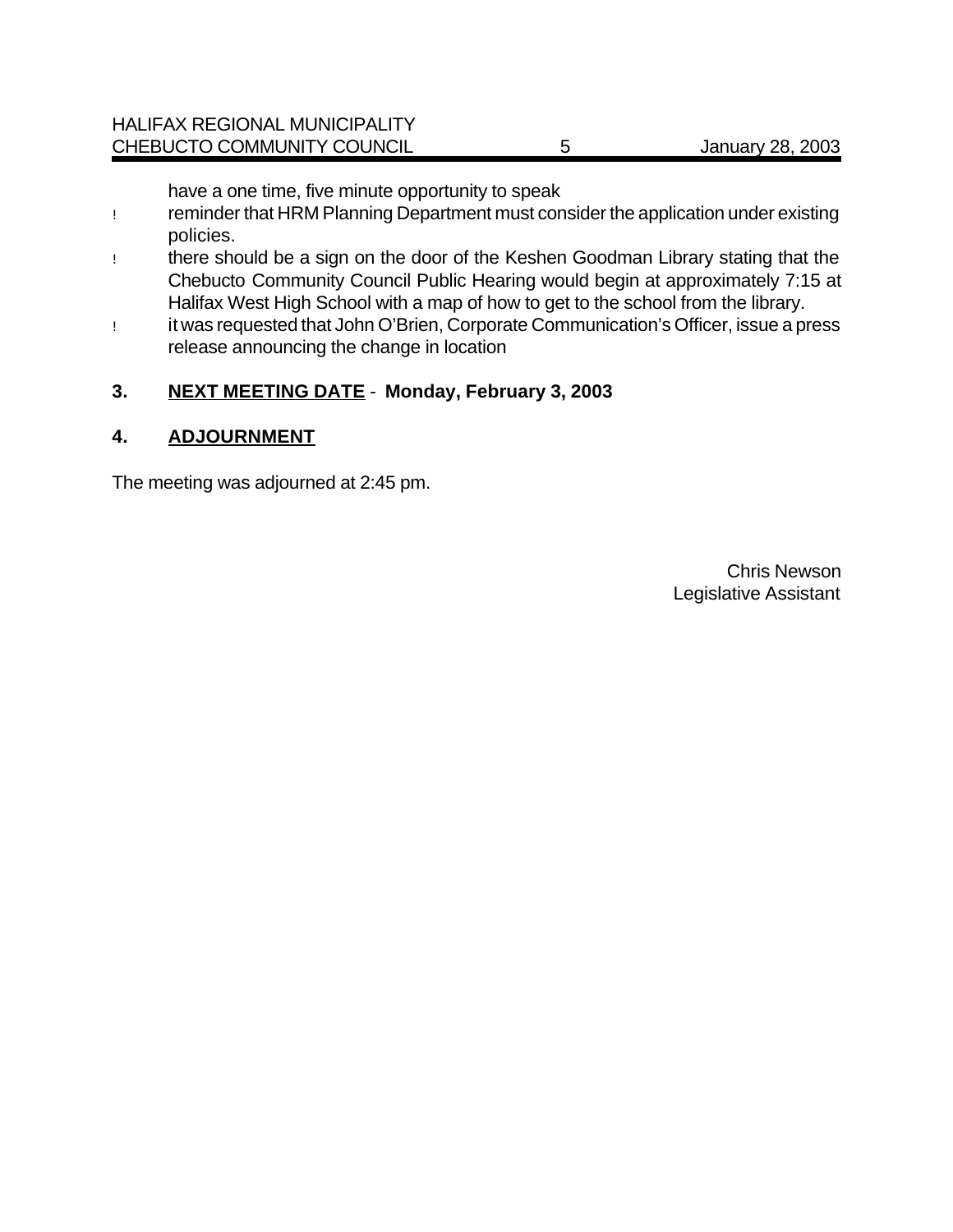have a one time, five minute opportunity to speak

- reminder that HRM Planning Department must consider the application under existing policies.
- there should be a sign on the door of the Keshen Goodman Library stating that the Chebucto Community Council Public Hearing would begin at approximately 7:15 at Halifax West High School with a map of how to get to the school from the library.
- it was requested that John O'Brien, Corporate Communication's Officer, issue a press release announcing the change in location

## 3. NEXT MEETING DATE - Monday, February 3, 2003

## 4. ADJOURNMENT

The meeting was adjourned at 2:45 pm.

Chris Newson
Legislative Assistant